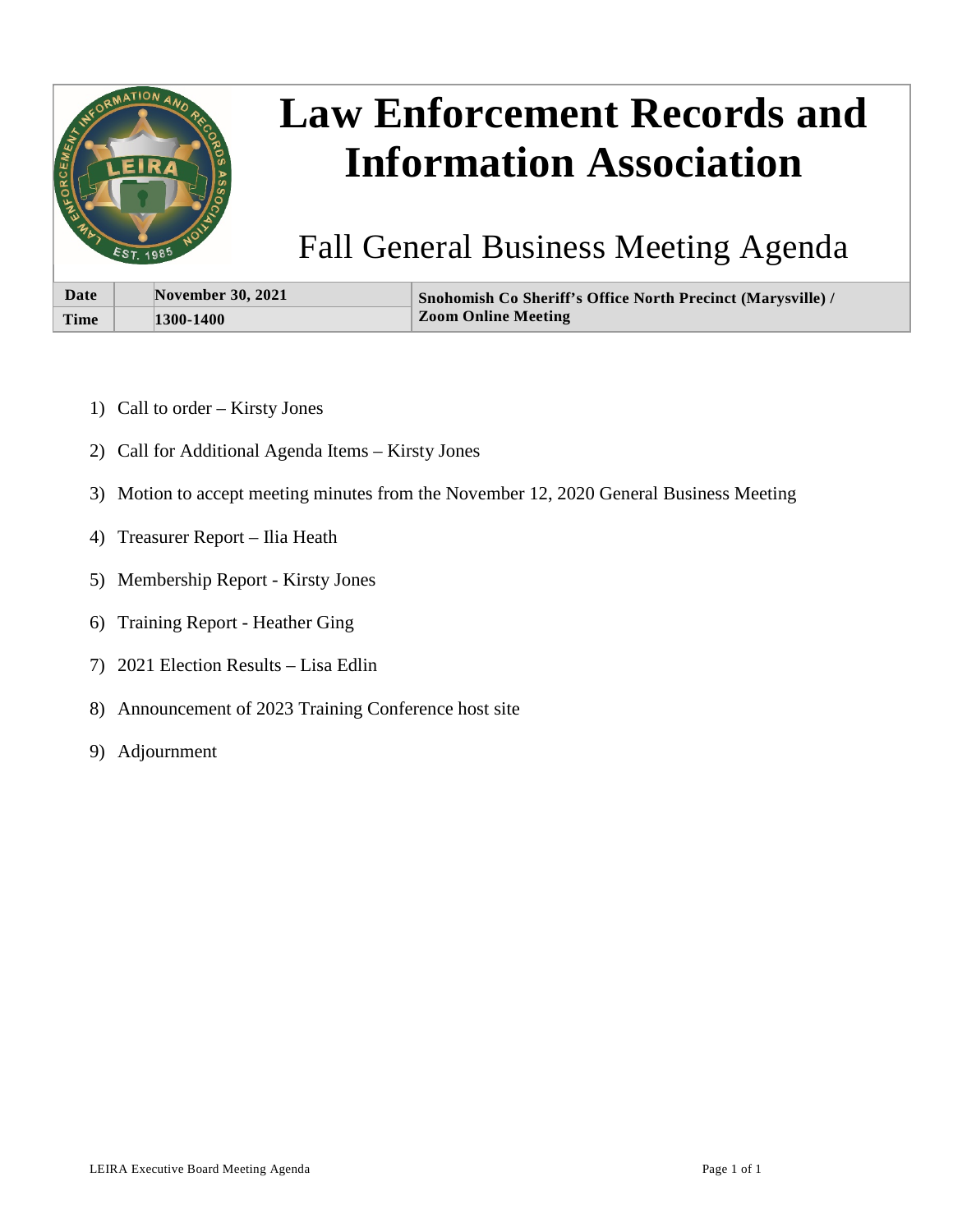# Law Enforcement Records and Information Association

## Fall General Business Meeting Agenda

| Date | November 30, 2021 | Snohomish Co Sheriff's Office North Precinct (Marysville) / Zoom Online Meeting |
|---|---|---|
| Time | 1300-1400 | |

1) Call to order – Kirsty Jones
2) Call for Additional Agenda Items – Kirsty Jones
3) Motion to accept meeting minutes from the November 12, 2020 General Business Meeting
4) Treasurer Report – Ilia Heath
5) Membership Report - Kirsty Jones
6) Training Report - Heather Ging
7) 2021 Election Results – Lisa Edlin
8) Announcement of 2023 Training Conference host site
9) Adjournment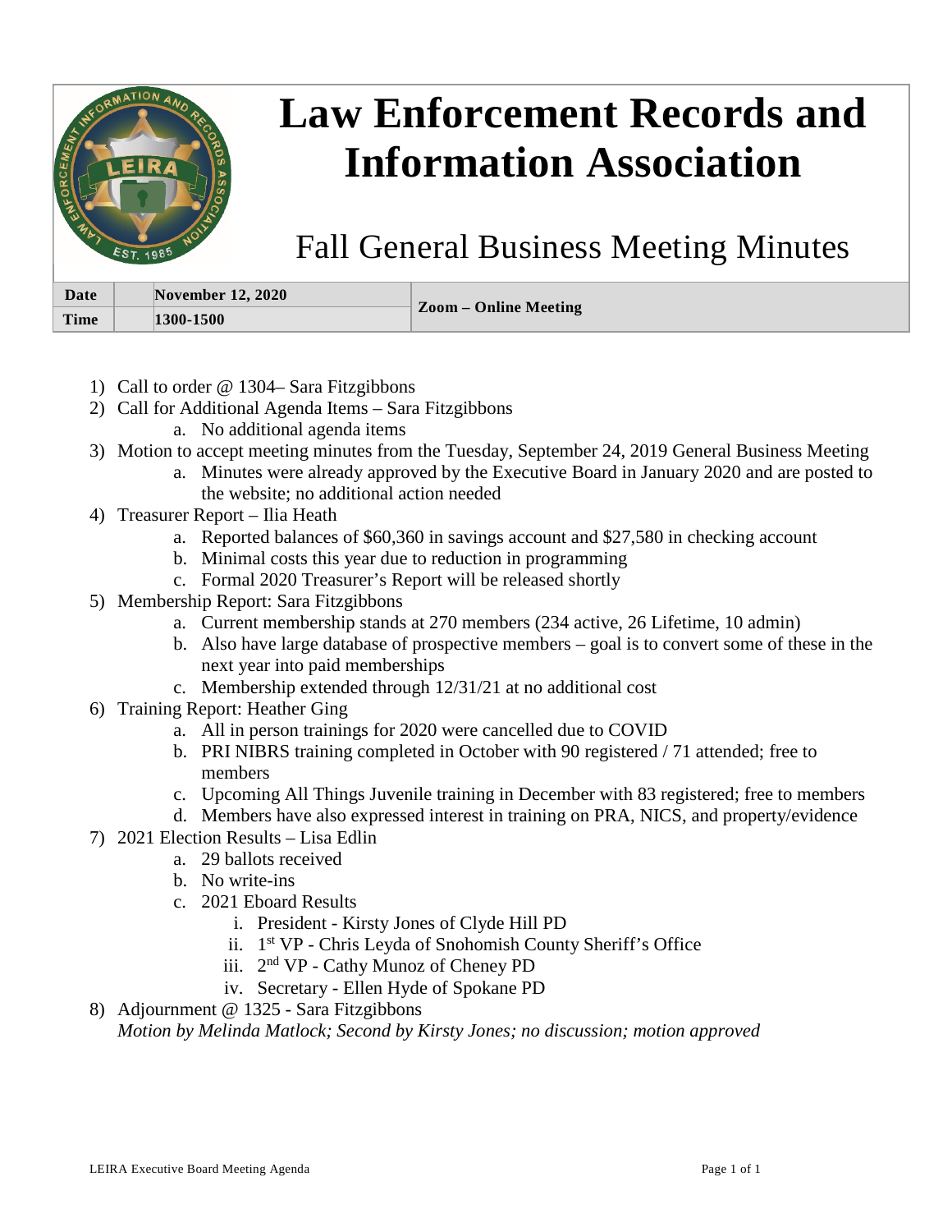# Law Enforcement Records and Information Association

## Fall General Business Meeting Minutes

| Date | November 12, 2020 | Zoom – Online Meeting |
|---|---|---|
| Time | 1300-1500 | |

1) Call to order @ 1304– Sara Fitzgibbons
2) Call for Additional Agenda Items – Sara Fitzgibbons
    a. No additional agenda items
3) Motion to accept meeting minutes from the Tuesday, September 24, 2019 General Business Meeting
    a. Minutes were already approved by the Executive Board in January 2020 and are posted to the website; no additional action needed
4) Treasurer Report – Ilia Heath
    a. Reported balances of $60,360 in savings account and $27,580 in checking account
    b. Minimal costs this year due to reduction in programming
    c. Formal 2020 Treasurer's Report will be released shortly
5) Membership Report: Sara Fitzgibbons
    a. Current membership stands at 270 members (234 active, 26 Lifetime, 10 admin)
    b. Also have large database of prospective members – goal is to convert some of these in the next year into paid memberships
    c. Membership extended through 12/31/21 at no additional cost
6) Training Report: Heather Ging
    a. All in person trainings for 2020 were cancelled due to COVID
    b. PRI NIBRS training completed in October with 90 registered / 71 attended; free to members
    c. Upcoming All Things Juvenile training in December with 83 registered; free to members
    d. Members have also expressed interest in training on PRA, NICS, and property/evidence
7) 2021 Election Results – Lisa Edlin
    a. 29 ballots received
    b. No write-ins
    c. 2021 Eboard Results
        i. President - Kirsty Jones of Clyde Hill PD
        ii. 1st VP - Chris Leyda of Snohomish County Sheriff's Office
        iii. 2nd VP - Cathy Munoz of Cheney PD
        iv. Secretary - Ellen Hyde of Spokane PD
8) Adjournment @ 1325 - Sara Fitzgibbons
    *Motion by Melinda Matlock; Second by Kirsty Jones; no discussion; motion approved*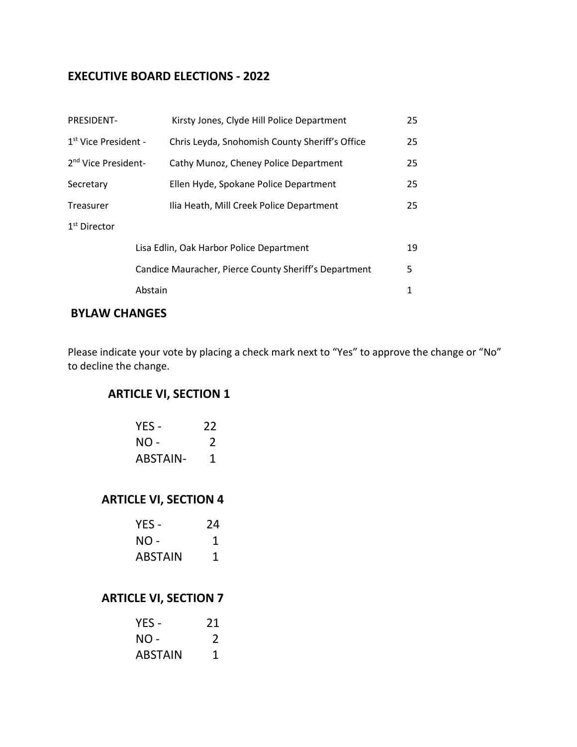## EXECUTIVE BOARD ELECTIONS - 2022

| | | |
|---|---|---|
| PRESIDENT- | Kirsty Jones, Clyde Hill Police Department | 25 |
| 1st Vice President - | Chris Leyda, Snohomish County Sheriff's Office | 25 |
| 2nd Vice President- | Cathy Munoz, Cheney Police Department | 25 |
| Secretary | Ellen Hyde, Spokane Police Department | 25 |
| Treasurer | Ilia Heath, Mill Creek Police Department | 25 |
| 1st Director | | |
| | Lisa Edlin, Oak Harbor Police Department | 19 |
| | Candice Mauracher, Pierce County Sheriff's Department | 5 |
| | Abstain | 1 |

## BYLAW CHANGES

Please indicate your vote by placing a check mark next to "Yes" to approve the change or "No" to decline the change.

### ARTICLE VI, SECTION 1

| | |
|---|---|
| YES - | 22 |
| NO - | 2 |
| ABSTAIN- | 1 |

### ARTICLE VI, SECTION 4

| | |
|---|---|
| YES - | 24 |
| NO - | 1 |
| ABSTAIN | 1 |

### ARTICLE VI, SECTION 7

| | |
|---|---|
| YES - | 21 |
| NO - | 2 |
| ABSTAIN | 1 |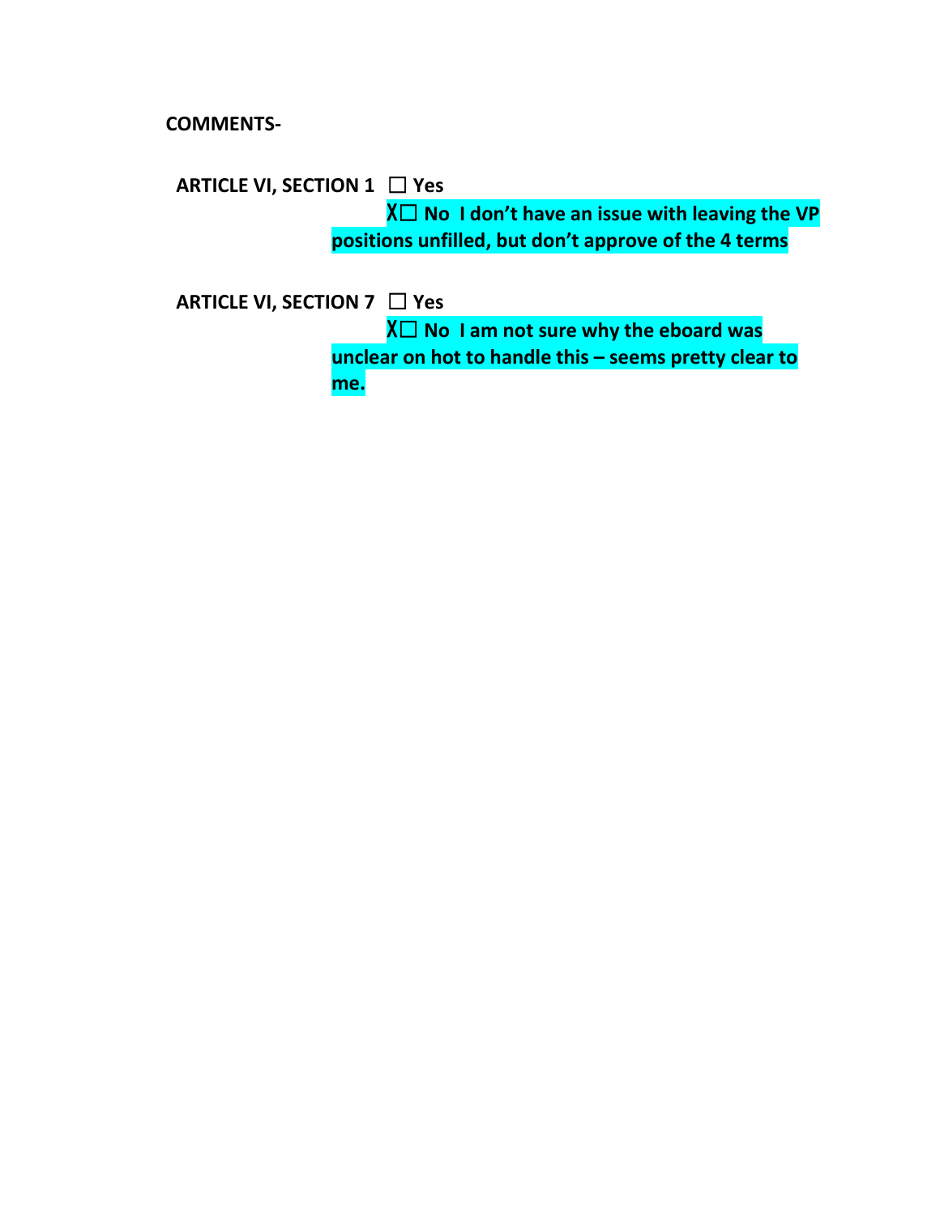**COMMENTS-**

**ARTICLE VI, SECTION 1** ☐ **Yes**

X☐ **No I don't have an issue with leaving the VP positions unfilled, but don't approve of the 4 terms**

**ARTICLE VI, SECTION 7** ☐ **Yes**

X☐ **No I am not sure why the eboard was unclear on hot to handle this – seems pretty clear to me.**